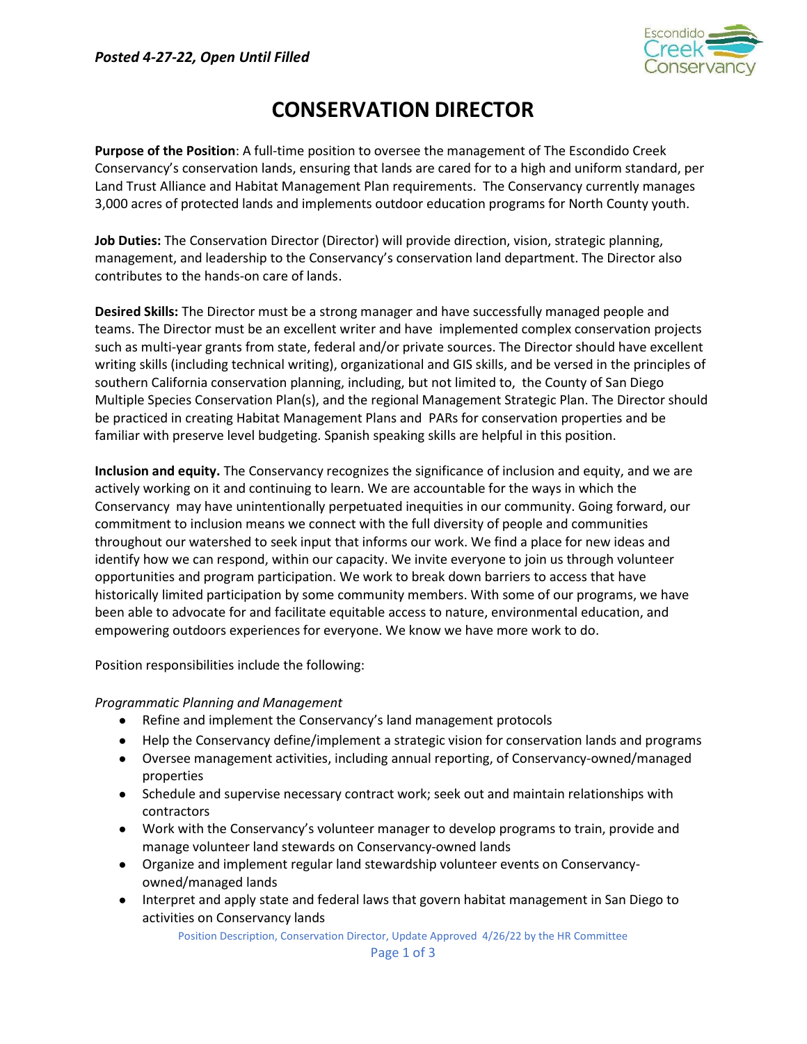*Posted 4-27-22, Open Until Filled*

# CONSERVATION DIRECTOR

**Purpose of the Position**: A full-time position to oversee the management of The Escondido Creek Conservancy's conservation lands, ensuring that lands are cared for to a high and uniform standard, per Land Trust Alliance and Habitat Management Plan requirements. The Conservancy currently manages 3,000 acres of protected lands and implements outdoor education programs for North County youth.

**Job Duties:** The Conservation Director (Director) will provide direction, vision, strategic planning, management, and leadership to the Conservancy's conservation land department. The Director also contributes to the hands-on care of lands.

**Desired Skills:** The Director must be a strong manager and have successfully managed people and teams. The Director must be an excellent writer and have implemented complex conservation projects such as multi-year grants from state, federal and/or private sources. The Director should have excellent writing skills (including technical writing), organizational and GIS skills, and be versed in the principles of southern California conservation planning, including, but not limited to, the County of San Diego Multiple Species Conservation Plan(s), and the regional Management Strategic Plan. The Director should be practiced in creating Habitat Management Plans and PARs for conservation properties and be familiar with preserve level budgeting. Spanish speaking skills are helpful in this position.

**Inclusion and equity.** The Conservancy recognizes the significance of inclusion and equity, and we are actively working on it and continuing to learn. We are accountable for the ways in which the Conservancy may have unintentionally perpetuated inequities in our community. Going forward, our commitment to inclusion means we connect with the full diversity of people and communities throughout our watershed to seek input that informs our work. We find a place for new ideas and identify how we can respond, within our capacity. We invite everyone to join us through volunteer opportunities and program participation. We work to break down barriers to access that have historically limited participation by some community members. With some of our programs, we have been able to advocate for and facilitate equitable access to nature, environmental education, and empowering outdoors experiences for everyone. We know we have more work to do.

Position responsibilities include the following:

*Programmatic Planning and Management*

- Refine and implement the Conservancy's land management protocols
- Help the Conservancy define/implement a strategic vision for conservation lands and programs
- Oversee management activities, including annual reporting, of Conservancy-owned/managed properties
- Schedule and supervise necessary contract work; seek out and maintain relationships with contractors
- Work with the Conservancy's volunteer manager to develop programs to train, provide and manage volunteer land stewards on Conservancy-owned lands
- Organize and implement regular land stewardship volunteer events on Conservancy-owned/managed lands
- Interpret and apply state and federal laws that govern habitat management in San Diego to activities on Conservancy lands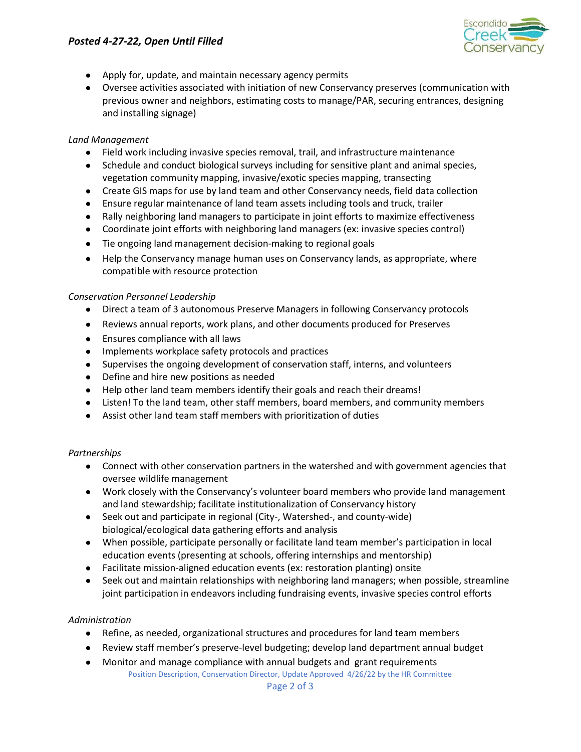- Apply for, update, and maintain necessary agency permits
- Oversee activities associated with initiation of new Conservancy preserves (communication with previous owner and neighbors, estimating costs to manage/PAR, securing entrances, designing and installing signage)

*Land Management*

- Field work including invasive species removal, trail, and infrastructure maintenance
- Schedule and conduct biological surveys including for sensitive plant and animal species, vegetation community mapping, invasive/exotic species mapping, transecting
- Create GIS maps for use by land team and other Conservancy needs, field data collection
- Ensure regular maintenance of land team assets including tools and truck, trailer
- Rally neighboring land managers to participate in joint efforts to maximize effectiveness
- Coordinate joint efforts with neighboring land managers (ex: invasive species control)
- Tie ongoing land management decision-making to regional goals
- Help the Conservancy manage human uses on Conservancy lands, as appropriate, where compatible with resource protection

*Conservation Personnel Leadership*

- Direct a team of 3 autonomous Preserve Managers in following Conservancy protocols
- Reviews annual reports, work plans, and other documents produced for Preserves
- Ensures compliance with all laws
- Implements workplace safety protocols and practices
- Supervises the ongoing development of conservation staff, interns, and volunteers
- Define and hire new positions as needed
- Help other land team members identify their goals and reach their dreams!
- Listen! To the land team, other staff members, board members, and community members
- Assist other land team staff members with prioritization of duties

*Partnerships*

- Connect with other conservation partners in the watershed and with government agencies that oversee wildlife management
- Work closely with the Conservancy's volunteer board members who provide land management and land stewardship; facilitate institutionalization of Conservancy history
- Seek out and participate in regional (City-, Watershed-, and county-wide) biological/ecological data gathering efforts and analysis
- When possible, participate personally or facilitate land team member's participation in local education events (presenting at schools, offering internships and mentorship)
- Facilitate mission-aligned education events (ex: restoration planting) onsite
- Seek out and maintain relationships with neighboring land managers; when possible, streamline joint participation in endeavors including fundraising events, invasive species control efforts

*Administration*

- Refine, as needed, organizational structures and procedures for land team members
- Review staff member's preserve-level budgeting; develop land department annual budget
- Monitor and manage compliance with annual budgets and grant requirements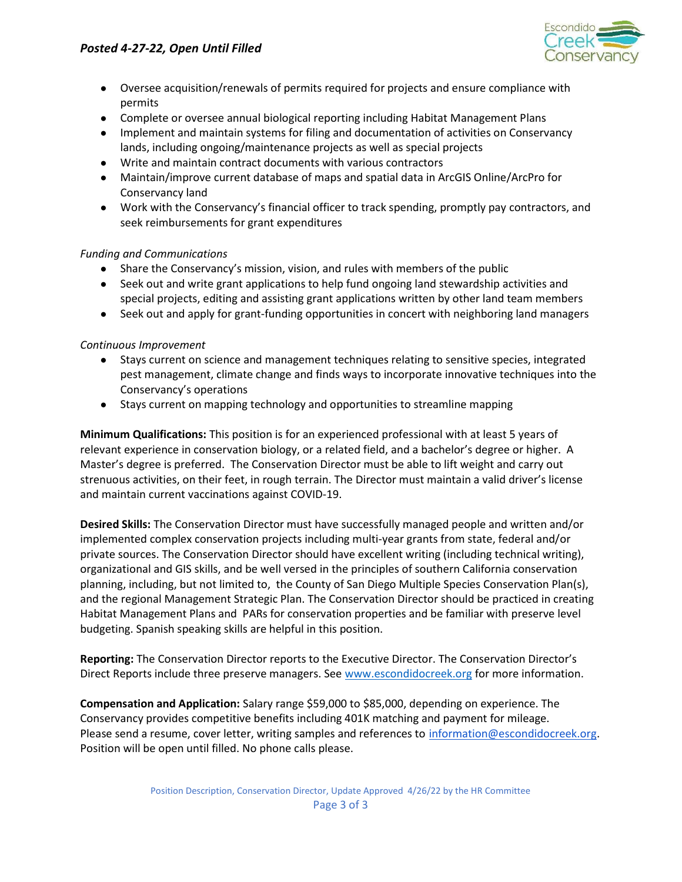- Oversee acquisition/renewals of permits required for projects and ensure compliance with permits
- Complete or oversee annual biological reporting including Habitat Management Plans
- Implement and maintain systems for filing and documentation of activities on Conservancy lands, including ongoing/maintenance projects as well as special projects
- Write and maintain contract documents with various contractors
- Maintain/improve current database of maps and spatial data in ArcGIS Online/ArcPro for Conservancy land
- Work with the Conservancy's financial officer to track spending, promptly pay contractors, and seek reimbursements for grant expenditures

*Funding and Communications*

- Share the Conservancy's mission, vision, and rules with members of the public
- Seek out and write grant applications to help fund ongoing land stewardship activities and special projects, editing and assisting grant applications written by other land team members
- Seek out and apply for grant-funding opportunities in concert with neighboring land managers

*Continuous Improvement*

- Stays current on science and management techniques relating to sensitive species, integrated pest management, climate change and finds ways to incorporate innovative techniques into the Conservancy's operations
- Stays current on mapping technology and opportunities to streamline mapping

**Minimum Qualifications:** This position is for an experienced professional with at least 5 years of relevant experience in conservation biology, or a related field, and a bachelor's degree or higher. A Master's degree is preferred. The Conservation Director must be able to lift weight and carry out strenuous activities, on their feet, in rough terrain. The Director must maintain a valid driver's license and maintain current vaccinations against COVID-19.

**Desired Skills:** The Conservation Director must have successfully managed people and written and/or implemented complex conservation projects including multi-year grants from state, federal and/or private sources. The Conservation Director should have excellent writing (including technical writing), organizational and GIS skills, and be well versed in the principles of southern California conservation planning, including, but not limited to, the County of San Diego Multiple Species Conservation Plan(s), and the regional Management Strategic Plan. The Conservation Director should be practiced in creating Habitat Management Plans and PARs for conservation properties and be familiar with preserve level budgeting. Spanish speaking skills are helpful in this position.

**Reporting:** The Conservation Director reports to the Executive Director. The Conservation Director's Direct Reports include three preserve managers. See www.escondidocreek.org for more information.

**Compensation and Application:** Salary range $59,000 to $85,000, depending on experience. The Conservancy provides competitive benefits including 401K matching and payment for mileage. Please send a resume, cover letter, writing samples and references to information@escondidocreek.org. Position will be open until filled. No phone calls please.